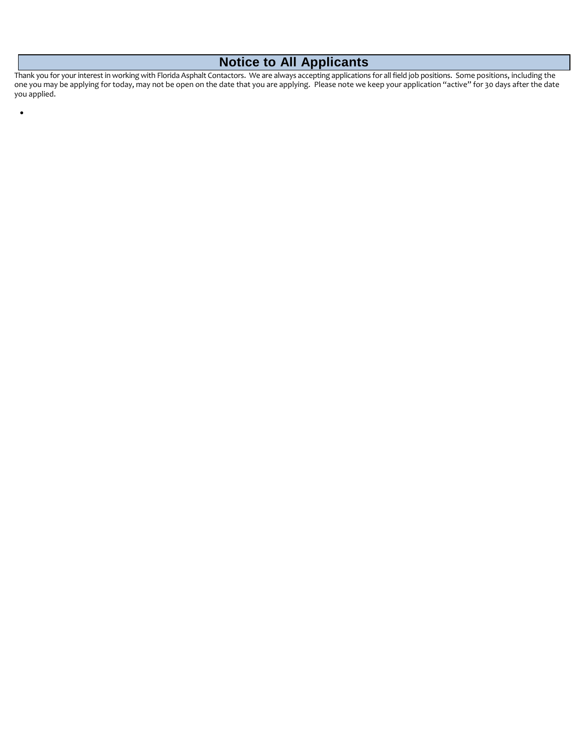# Notice to All Applicants

Thank you for your interest in working with Florida Asphalt Contactors. We are always accepting applications for all field job positions. Some positions, including the one you may be applying for today, may not be open on the date that you are applying. Please note we keep your application "active" for 30 days after the date you applied.

-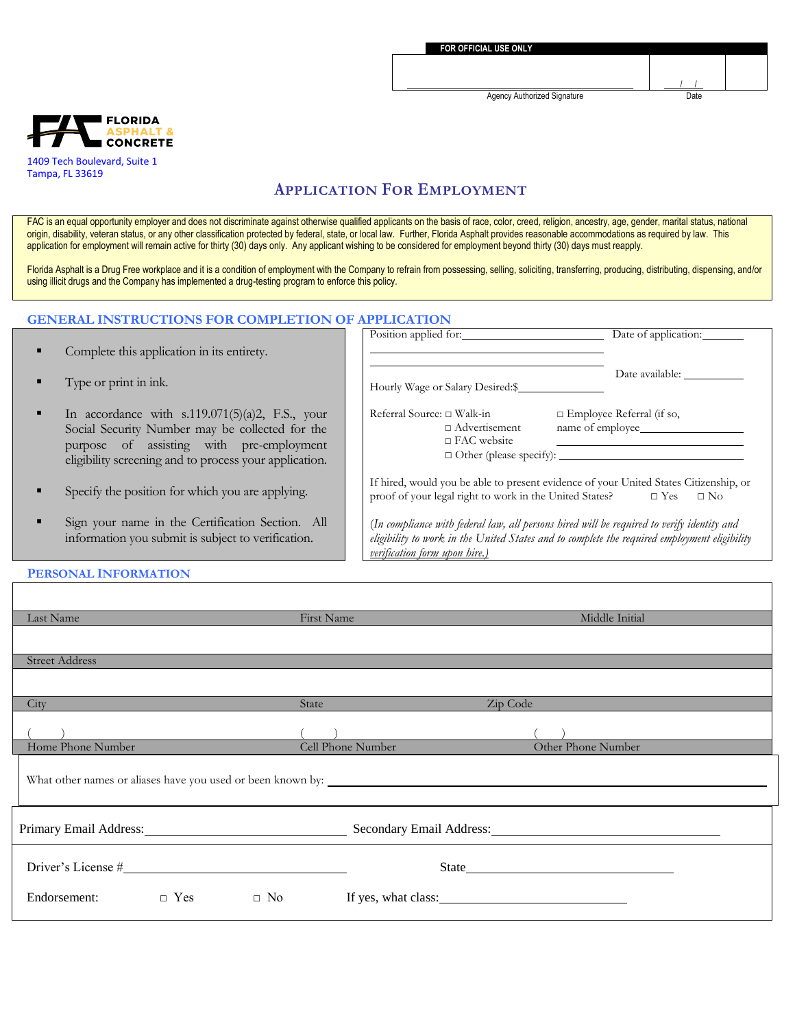**FOR OFFICIAL USE ONLY**

| | |
|---|---|
| ______________________________ | \_\_/\_\_/\_\_ |
| Agency Authorized Signature | Date |

**FLORIDA ASPHALT & CONCRETE**

1409 Tech Boulevard, Suite 1
Tampa, FL 33619

# Application For Employment

FAC is an equal opportunity employer and does not discriminate against otherwise qualified applicants on the basis of race, color, creed, religion, ancestry, age, gender, marital status, national origin, disability, veteran status, or any other classification protected by federal, state, or local law. Further, Florida Asphalt provides reasonable accommodations as required by law. This application for employment will remain active for thirty (30) days only. Any applicant wishing to be considered for employment beyond thirty (30) days must reapply.

Florida Asphalt is a Drug Free workplace and it is a condition of employment with the Company to refrain from possessing, selling, soliciting, transferring, producing, distributing, dispensing, and/or using illicit drugs and the Company has implemented a drug-testing program to enforce this policy.

## GENERAL INSTRUCTIONS FOR COMPLETION OF APPLICATION

- Complete this application in its entirety.
- Type or print in ink.
- In accordance with s.119.071(5)(a)2, F.S., your Social Security Number may be collected for the purpose of assisting with pre-employment eligibility screening and to process your application.
- Specify the position for which you are applying.
- Sign your name in the Certification Section. All information you submit is subject to verification.

Position applied for: ______________________ Date of application: ________

______________________

Hourly Wage or Salary Desired:$ ____________ Date available: ________

Referral Source: □ Walk-in □ Advertisement □ FAC website □ Other (please specify): ____________ □ Employee Referral (if so, name of employee ____________)

If hired, would you be able to present evidence of your United States Citizenship, or proof of your legal right to work in the United States? □ Yes □ No

*(In compliance with federal law, all persons hired will be required to verify identity and eligibility to work in the United States and to complete the required employment eligibility verification form upon hire.)*

## PERSONAL INFORMATION

| Last Name | First Name | Middle Initial |
|---|---|---|
| | | |

| Street Address |
|---|
| |

| City | State | Zip Code |
|---|---|---|
| | | |

| ( ) | ( ) | ( ) |
|---|---|---|
| Home Phone Number | Cell Phone Number | Other Phone Number |

What other names or aliases have you used or been known by: ______________________________

Primary Email Address: ______________________ Secondary Email Address: ______________________

Driver's License # ______________________ State ______________________

Endorsement: □ Yes □ No If yes, what class: ______________________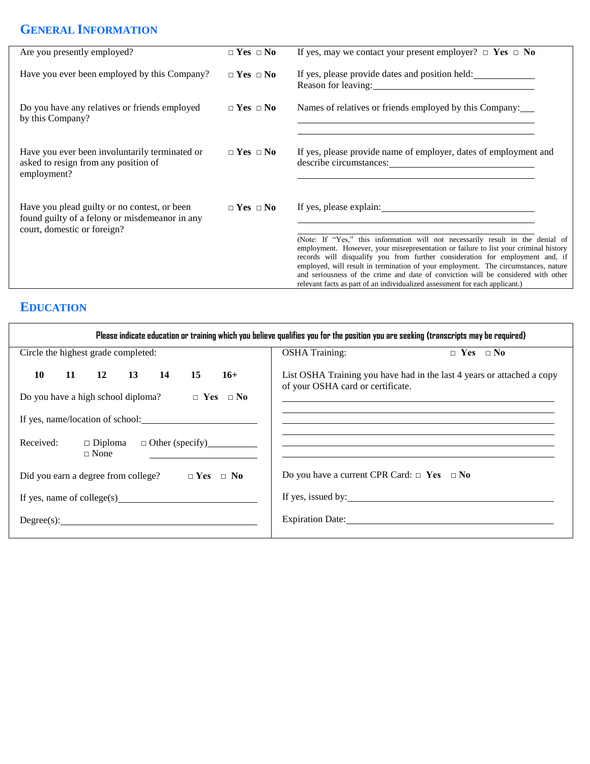## General Information

| | | |
|---|---|---|
| Are you presently employed? | □ **Yes** □ **No** | If yes, may we contact your present employer? □ **Yes** □ **No** |
| Have you ever been employed by this Company? | □ **Yes** □ **No** | If yes, please provide dates and position held:\_\_\_\_\_\_\_\_\_\_<br>Reason for leaving:\_\_\_\_\_\_\_\_\_\_ |
| Do you have any relatives or friends employed by this Company? | □ **Yes** □ **No** | Names of relatives or friends employed by this Company:\_\_\_\_\_\_\_\_\_\_ |
| Have you ever been involuntarily terminated or asked to resign from any position of employment? | □ **Yes** □ **No** | If yes, please provide name of employer, dates of employment and describe circumstances:\_\_\_\_\_\_\_\_\_\_ |
| Have you plead guilty or no contest, or been found guilty of a felony or misdemeanor in any court, domestic or foreign? | □ **Yes** □ **No** | If yes, please explain:\_\_\_\_\_\_\_\_\_\_<br>(Note: If "Yes," this information will not necessarily result in the denial of employment. However, your misrepresentation or failure to list your criminal history records will disqualify you from further consideration for employment and, if employed, will result in termination of your employment. The circumstances, nature and seriousness of the crime and date of conviction will be considered with other relevant facts as part of an individualized assessment for each applicant.) |

## Education

**Please indicate education or training which you believe qualifies you for the position you are seeking (transcripts may be required)**

| | |
|---|---|
| Circle the highest grade completed:<br>**10 11 12 13 14 15 16+** | OSHA Training: □ **Yes** □ **No** |
| Do you have a high school diploma? □ **Yes** □ **No** | List OSHA Training you have had in the last 4 years or attached a copy of your OSHA card or certificate. |
| If yes, name/location of school:\_\_\_\_\_\_\_\_\_\_ | \_\_\_\_\_\_\_\_\_\_ |
| Received: □ Diploma □ Other (specify)\_\_\_\_\_\_\_\_\_\_<br>□ None | \_\_\_\_\_\_\_\_\_\_ |
| Did you earn a degree from college? □ **Yes** □ **No** | Do you have a current CPR Card: □ **Yes** □ **No** |
| If yes, name of college(s)\_\_\_\_\_\_\_\_\_\_ | If yes, issued by:\_\_\_\_\_\_\_\_\_\_ |
| Degree(s):\_\_\_\_\_\_\_\_\_\_ | Expiration Date:\_\_\_\_\_\_\_\_\_\_ |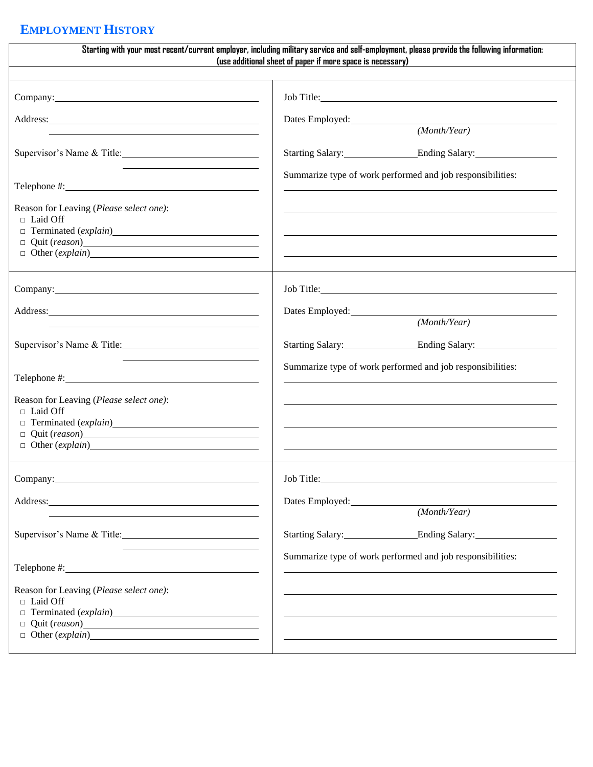## EMPLOYMENT HISTORY

**Starting with your most recent/current employer, including military service and self-employment, please provide the following information: (use additional sheet of paper if more space is necessary)**

| | |
|---|---|
| Company: \_\_\_\_\_\_\_\_\_\_ | Job Title: \_\_\_\_\_\_\_\_\_\_ |
| Address: \_\_\_\_\_\_\_\_\_\_ | Dates Employed: \_\_\_\_\_\_\_\_\_\_ *(Month/Year)* |
| Supervisor's Name & Title: \_\_\_\_\_\_\_\_\_\_ | Starting Salary: \_\_\_\_\_\_ Ending Salary: \_\_\_\_\_\_ |
| Telephone #: \_\_\_\_\_\_\_\_\_\_ | Summarize type of work performed and job responsibilities: |
| Reason for Leaving (*Please select one*):<br>□ Laid Off<br>□ Terminated (*explain*) \_\_\_\_\_\_<br>□ Quit (*reason*) \_\_\_\_\_\_<br>□ Other (*explain*) \_\_\_\_\_\_ | |
| Company: \_\_\_\_\_\_\_\_\_\_ | Job Title: \_\_\_\_\_\_\_\_\_\_ |
| Address: \_\_\_\_\_\_\_\_\_\_ | Dates Employed: \_\_\_\_\_\_\_\_\_\_ *(Month/Year)* |
| Supervisor's Name & Title: \_\_\_\_\_\_\_\_\_\_ | Starting Salary: \_\_\_\_\_\_ Ending Salary: \_\_\_\_\_\_ |
| Telephone #: \_\_\_\_\_\_\_\_\_\_ | Summarize type of work performed and job responsibilities: |
| Reason for Leaving (*Please select one*):<br>□ Laid Off<br>□ Terminated (*explain*) \_\_\_\_\_\_<br>□ Quit (*reason*) \_\_\_\_\_\_<br>□ Other (*explain*) \_\_\_\_\_\_ | |
| Company: \_\_\_\_\_\_\_\_\_\_ | Job Title: \_\_\_\_\_\_\_\_\_\_ |
| Address: \_\_\_\_\_\_\_\_\_\_ | Dates Employed: \_\_\_\_\_\_\_\_\_\_ *(Month/Year)* |
| Supervisor's Name & Title: \_\_\_\_\_\_\_\_\_\_ | Starting Salary: \_\_\_\_\_\_ Ending Salary: \_\_\_\_\_\_ |
| Telephone #: \_\_\_\_\_\_\_\_\_\_ | Summarize type of work performed and job responsibilities: |
| Reason for Leaving (*Please select one*):<br>□ Laid Off<br>□ Terminated (*explain*) \_\_\_\_\_\_<br>□ Quit (*reason*) \_\_\_\_\_\_<br>□ Other (*explain*) \_\_\_\_\_\_ | |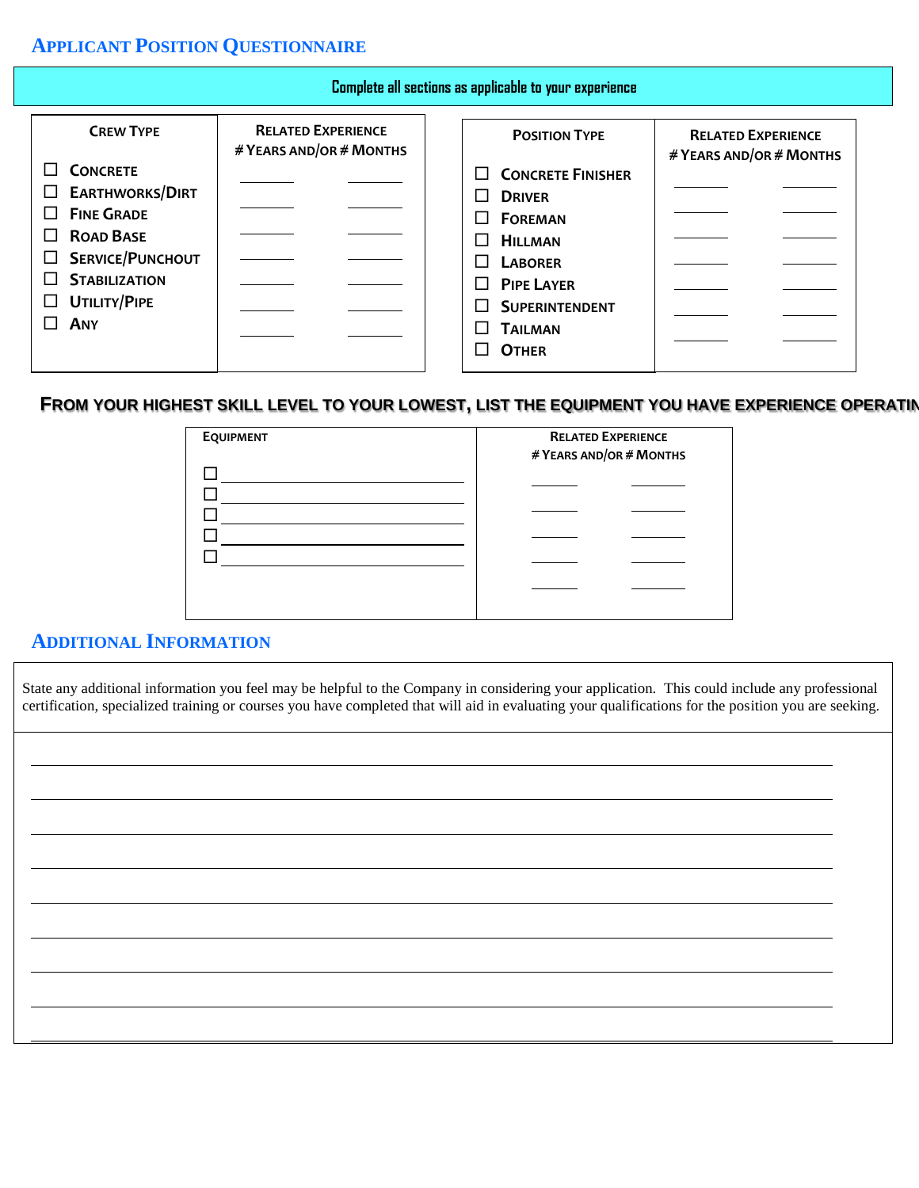## Applicant Position Questionnaire

**Complete all sections as applicable to your experience**

| Crew Type | Related Experience # Years and/or # Months | |
|---|---|---|
| ☐ Concrete | ______ | ______ |
| ☐ Earthworks/Dirt | ______ | ______ |
| ☐ Fine Grade | ______ | ______ |
| ☐ Road Base | ______ | ______ |
| ☐ Service/Punchout | ______ | ______ |
| ☐ Stabilization | ______ | ______ |
| ☐ Utility/Pipe | ______ | ______ |
| ☐ Any | ______ | ______ |

| Position Type | Related Experience # Years and/or # Months | |
|---|---|---|
| ☐ Concrete Finisher | ______ | ______ |
| ☐ Driver | ______ | ______ |
| ☐ Foreman | ______ | ______ |
| ☐ Hillman | ______ | ______ |
| ☐ Laborer | ______ | ______ |
| ☐ Pipe Layer | ______ | ______ |
| ☐ Superintendent | ______ | ______ |
| ☐ Tailman | | |
| ☐ Other | | |

**From your highest skill level to your lowest, list the equipment you have experience operatin**

| Equipment | Related Experience # Years and/or # Months | |
|---|---|---|
| ☐ ____________________ | ______ | ______ |
| ☐ ____________________ | ______ | ______ |
| ☐ ____________________ | ______ | ______ |
| ☐ ____________________ | ______ | ______ |
| ☐ ____________________ | ______ | ______ |

## Additional Information

State any additional information you feel may be helpful to the Company in considering your application. This could include any professional certification, specialized training or courses you have completed that will aid in evaluating your qualifications for the position you are seeking.

______________________________________________________________________________

______________________________________________________________________________

______________________________________________________________________________

______________________________________________________________________________

______________________________________________________________________________

______________________________________________________________________________

______________________________________________________________________________

______________________________________________________________________________

______________________________________________________________________________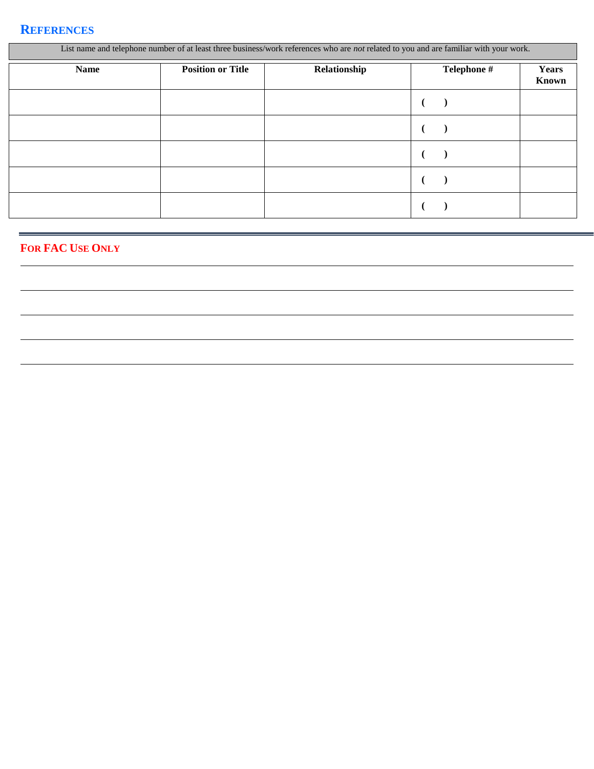## References

List name and telephone number of at least three business/work references who are *not* related to you and are familiar with your work.

| Name | Position or Title | Relationship | Telephone # | Years Known |
|---|---|---|---|---|
| | | | ( ) | |
| | | | ( ) | |
| | | | ( ) | |
| | | | ( ) | |
| | | | ( ) | |

## For FAC Use Only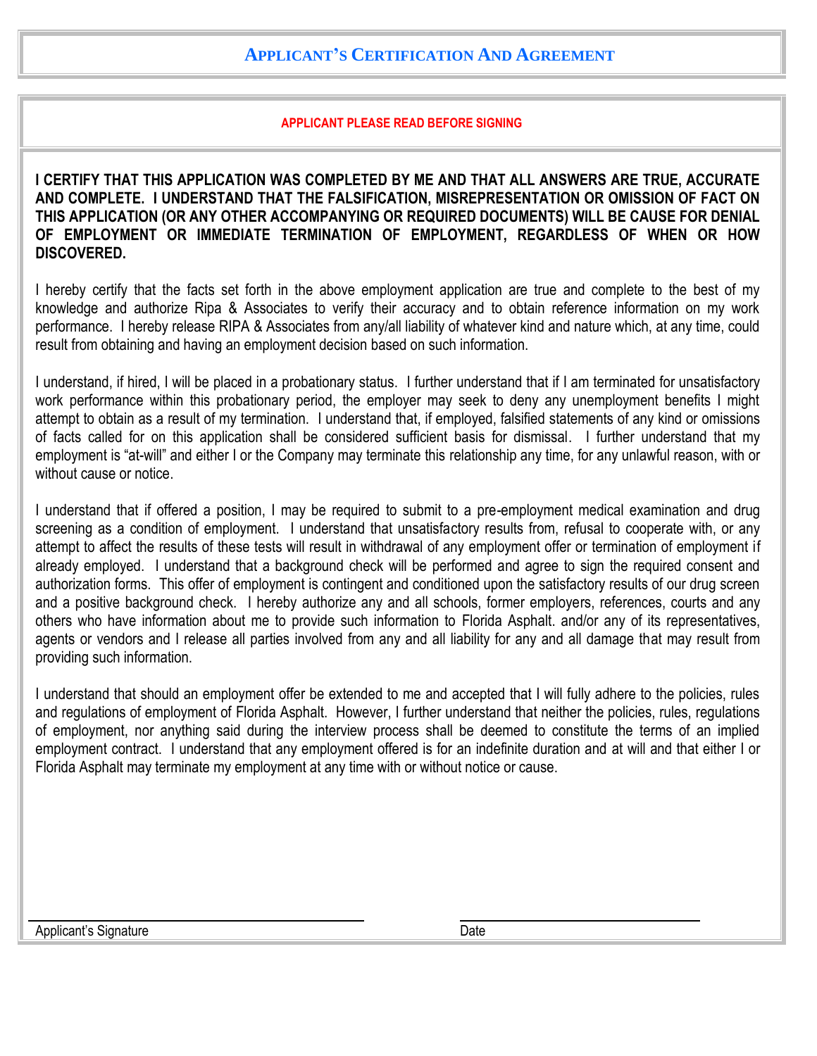# Applicant's Certification And Agreement

**APPLICANT PLEASE READ BEFORE SIGNING**

**I CERTIFY THAT THIS APPLICATION WAS COMPLETED BY ME AND THAT ALL ANSWERS ARE TRUE, ACCURATE AND COMPLETE. I UNDERSTAND THAT THE FALSIFICATION, MISREPRESENTATION OR OMISSION OF FACT ON THIS APPLICATION (OR ANY OTHER ACCOMPANYING OR REQUIRED DOCUMENTS) WILL BE CAUSE FOR DENIAL OF EMPLOYMENT OR IMMEDIATE TERMINATION OF EMPLOYMENT, REGARDLESS OF WHEN OR HOW DISCOVERED.**

I hereby certify that the facts set forth in the above employment application are true and complete to the best of my knowledge and authorize Ripa & Associates to verify their accuracy and to obtain reference information on my work performance. I hereby release RIPA & Associates from any/all liability of whatever kind and nature which, at any time, could result from obtaining and having an employment decision based on such information.

I understand, if hired, I will be placed in a probationary status. I further understand that if I am terminated for unsatisfactory work performance within this probationary period, the employer may seek to deny any unemployment benefits I might attempt to obtain as a result of my termination. I understand that, if employed, falsified statements of any kind or omissions of facts called for on this application shall be considered sufficient basis for dismissal. I further understand that my employment is "at-will" and either I or the Company may terminate this relationship any time, for any unlawful reason, with or without cause or notice.

I understand that if offered a position, I may be required to submit to a pre-employment medical examination and drug screening as a condition of employment. I understand that unsatisfactory results from, refusal to cooperate with, or any attempt to affect the results of these tests will result in withdrawal of any employment offer or termination of employment if already employed. I understand that a background check will be performed and agree to sign the required consent and authorization forms. This offer of employment is contingent and conditioned upon the satisfactory results of our drug screen and a positive background check. I hereby authorize any and all schools, former employers, references, courts and any others who have information about me to provide such information to Florida Asphalt. and/or any of its representatives, agents or vendors and I release all parties involved from any and all liability for any and all damage that may result from providing such information.

I understand that should an employment offer be extended to me and accepted that I will fully adhere to the policies, rules and regulations of employment of Florida Asphalt. However, I further understand that neither the policies, rules, regulations of employment, nor anything said during the interview process shall be deemed to constitute the terms of an implied employment contract. I understand that any employment offered is for an indefinite duration and at will and that either I or Florida Asphalt may terminate my employment at any time with or without notice or cause.

______________________________ Applicant's Signature

______________________________ Date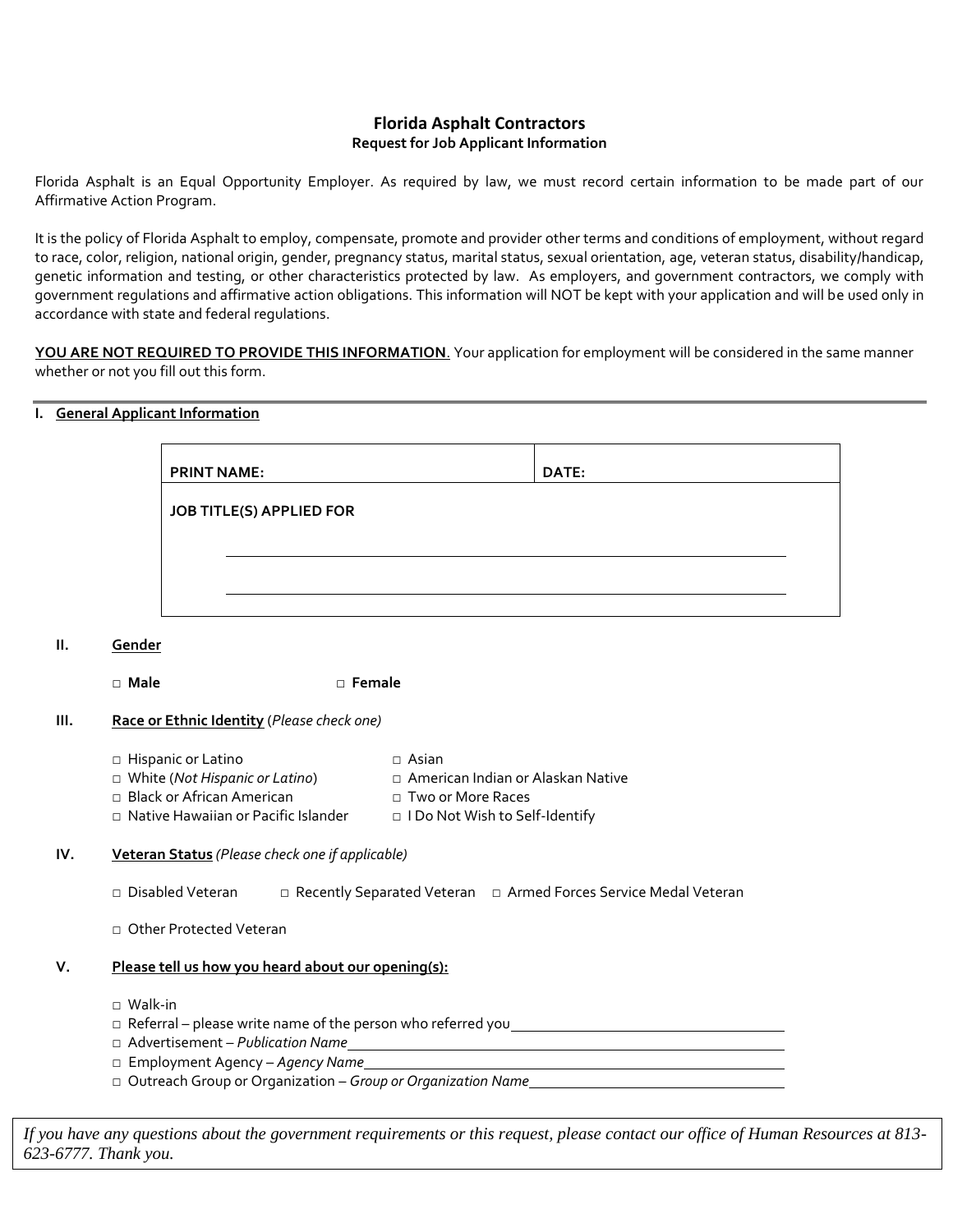# Florida Asphalt Contractors

## Request for Job Applicant Information

Florida Asphalt is an Equal Opportunity Employer. As required by law, we must record certain information to be made part of our Affirmative Action Program.

It is the policy of Florida Asphalt to employ, compensate, promote and provider other terms and conditions of employment, without regard to race, color, religion, national origin, gender, pregnancy status, marital status, sexual orientation, age, veteran status, disability/handicap, genetic information and testing, or other characteristics protected by law. As employers, and government contractors, we comply with government regulations and affirmative action obligations. This information will NOT be kept with your application and will be used only in accordance with state and federal regulations.

**YOU ARE NOT REQUIRED TO PROVIDE THIS INFORMATION**. Your application for employment will be considered in the same manner whether or not you fill out this form.

---

### I. General Applicant Information

| | |
|---|---|
| **PRINT NAME:** | **DATE:** |
| **JOB TITLE(S) APPLIED FOR** ____________________ ____________________ | |

### II. Gender

□ **Male** □ **Female**

### III. Race or Ethnic Identity (*Please check one)*

- □ Hispanic or Latino
- □ White (*Not Hispanic or Latino*)
- □ Black or African American
- □ Native Hawaiian or Pacific Islander
- □ Asian
- □ American Indian or Alaskan Native
- □ Two or More Races
- □ I Do Not Wish to Self-Identify

### IV. Veteran Status *(Please check one if applicable)*

□ Disabled Veteran □ Recently Separated Veteran □ Armed Forces Service Medal Veteran

□ Other Protected Veteran

### V. Please tell us how you heard about our opening(s):

- □ Walk-in
- □ Referral – please write name of the person who referred you ____________________
- □ Advertisement – *Publication Name* ____________________
- □ Employment Agency – *Agency Name* ____________________
- □ Outreach Group or Organization – *Group or Organization Name* ____________________

*If you have any questions about the government requirements or this request, please contact our office of Human Resources at 813-623-6777. Thank you.*